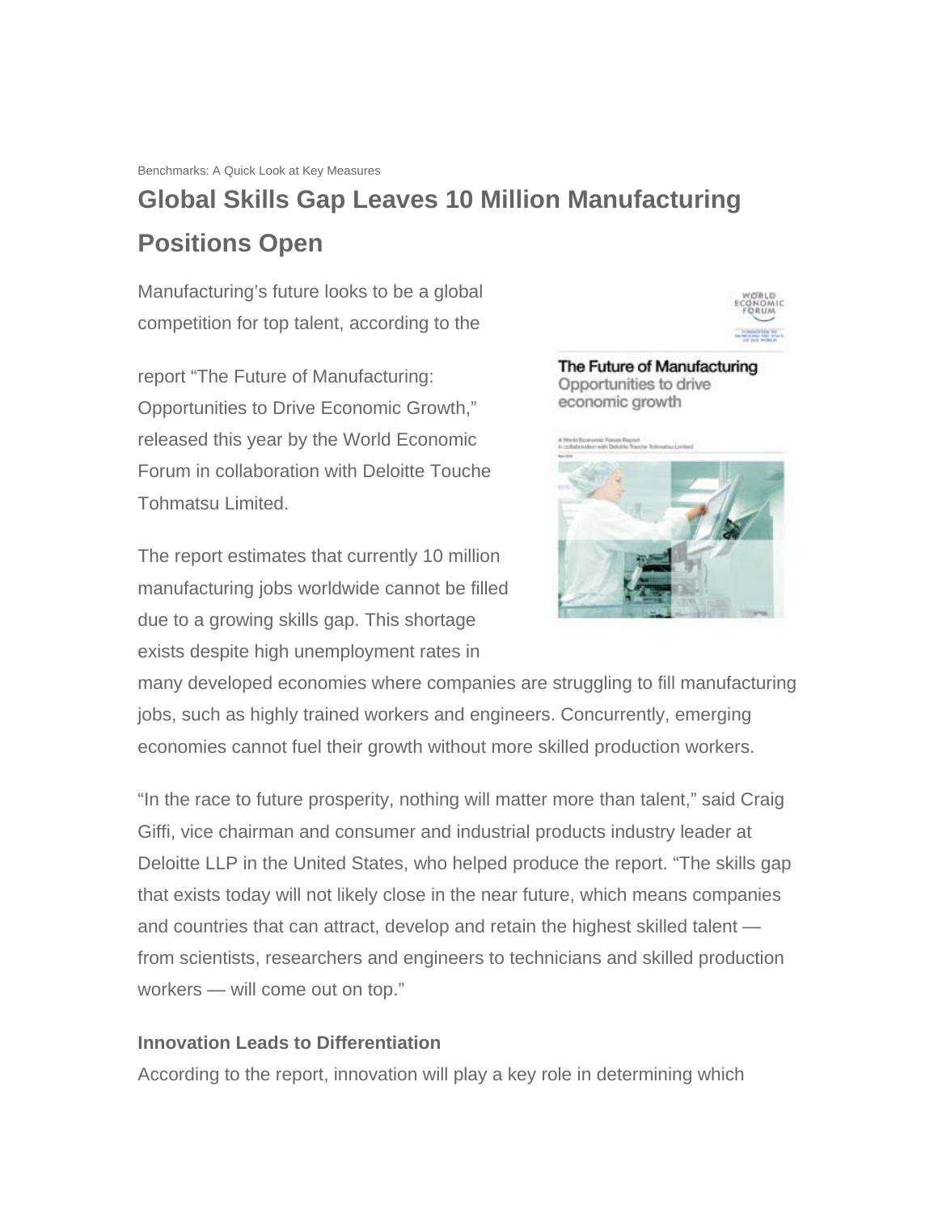Benchmarks: A Quick Look at Key Measures

# Global Skills Gap Leaves 10 Million Manufacturing Positions Open

Manufacturing's future looks to be a global competition for top talent, according to the report "The Future of Manufacturing: Opportunities to Drive Economic Growth," released this year by the World Economic Forum in collaboration with Deloitte Touche Tohmatsu Limited.

The report estimates that currently 10 million manufacturing jobs worldwide cannot be filled due to a growing skills gap. This shortage exists despite high unemployment rates in many developed economies where companies are struggling to fill manufacturing jobs, such as highly trained workers and engineers. Concurrently, emerging economies cannot fuel their growth without more skilled production workers.

"In the race to future prosperity, nothing will matter more than talent," said Craig Giffi, vice chairman and consumer and industrial products industry leader at Deloitte LLP in the United States, who helped produce the report. "The skills gap that exists today will not likely close in the near future, which means companies and countries that can attract, develop and retain the highest skilled talent — from scientists, researchers and engineers to technicians and skilled production workers — will come out on top."

**Innovation Leads to Differentiation**

According to the report, innovation will play a key role in determining which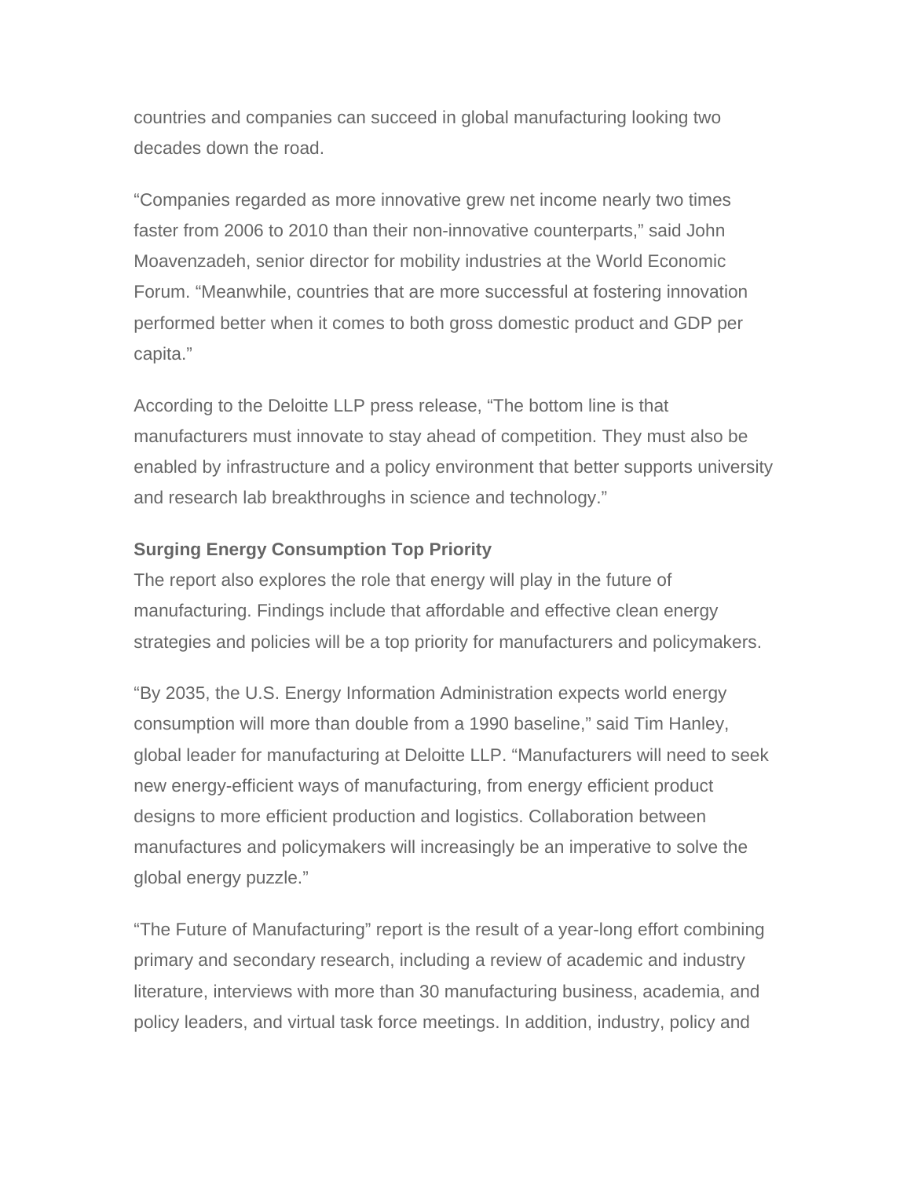countries and companies can succeed in global manufacturing looking two decades down the road.

“Companies regarded as more innovative grew net income nearly two times faster from 2006 to 2010 than their non-innovative counterparts,” said John Moavenzadeh, senior director for mobility industries at the World Economic Forum. “Meanwhile, countries that are more successful at fostering innovation performed better when it comes to both gross domestic product and GDP per capita.”

According to the Deloitte LLP press release, “The bottom line is that manufacturers must innovate to stay ahead of competition. They must also be enabled by infrastructure and a policy environment that better supports university and research lab breakthroughs in science and technology.”

**Surging Energy Consumption Top Priority**

The report also explores the role that energy will play in the future of manufacturing. Findings include that affordable and effective clean energy strategies and policies will be a top priority for manufacturers and policymakers.

“By 2035, the U.S. Energy Information Administration expects world energy consumption will more than double from a 1990 baseline,” said Tim Hanley, global leader for manufacturing at Deloitte LLP. “Manufacturers will need to seek new energy-efficient ways of manufacturing, from energy efficient product designs to more efficient production and logistics. Collaboration between manufactures and policymakers will increasingly be an imperative to solve the global energy puzzle.”

“The Future of Manufacturing” report is the result of a year-long effort combining primary and secondary research, including a review of academic and industry literature, interviews with more than 30 manufacturing business, academia, and policy leaders, and virtual task force meetings. In addition, industry, policy and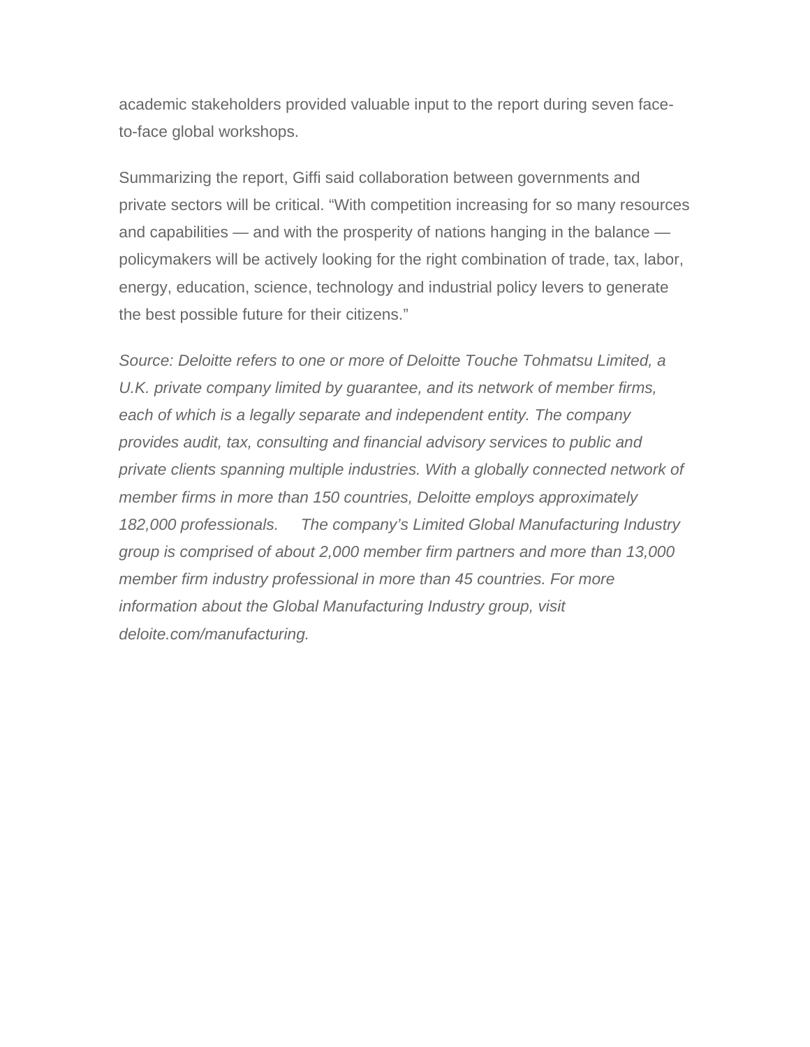academic stakeholders provided valuable input to the report during seven face-to-face global workshops.

Summarizing the report, Giffi said collaboration between governments and private sectors will be critical. “With competition increasing for so many resources and capabilities — and with the prosperity of nations hanging in the balance — policymakers will be actively looking for the right combination of trade, tax, labor, energy, education, science, technology and industrial policy levers to generate the best possible future for their citizens.”

*Source: Deloitte refers to one or more of Deloitte Touche Tohmatsu Limited, a U.K. private company limited by guarantee, and its network of member firms, each of which is a legally separate and independent entity. The company provides audit, tax, consulting and financial advisory services to public and private clients spanning multiple industries. With a globally connected network of member firms in more than 150 countries, Deloitte employs approximately 182,000 professionals. The company’s Limited Global Manufacturing Industry group is comprised of about 2,000 member firm partners and more than 13,000 member firm industry professional in more than 45 countries. For more information about the Global Manufacturing Industry group, visit deloite.com/manufacturing.*